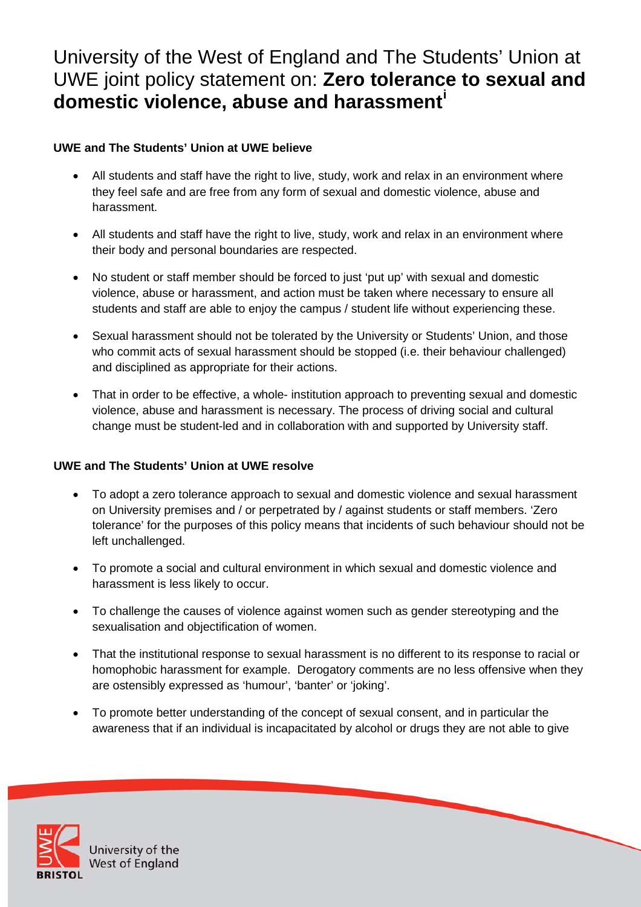# University of the West of England and The Students' Union at UWE joint policy statement on: **Zero tolerance to sexual and domestic violence, abuse and harassment**[i]

**UWE and The Students' Union at UWE believe**

- All students and staff have the right to live, study, work and relax in an environment where they feel safe and are free from any form of sexual and domestic violence, abuse and harassment.
- All students and staff have the right to live, study, work and relax in an environment where their body and personal boundaries are respected.
- No student or staff member should be forced to just 'put up' with sexual and domestic violence, abuse or harassment, and action must be taken where necessary to ensure all students and staff are able to enjoy the campus / student life without experiencing these.
- Sexual harassment should not be tolerated by the University or Students' Union, and those who commit acts of sexual harassment should be stopped (i.e. their behaviour challenged) and disciplined as appropriate for their actions.
- That in order to be effective, a whole- institution approach to preventing sexual and domestic violence, abuse and harassment is necessary. The process of driving social and cultural change must be student-led and in collaboration with and supported by University staff.

**UWE and The Students' Union at UWE resolve**

- To adopt a zero tolerance approach to sexual and domestic violence and sexual harassment on University premises and / or perpetrated by / against students or staff members. 'Zero tolerance' for the purposes of this policy means that incidents of such behaviour should not be left unchallenged.
- To promote a social and cultural environment in which sexual and domestic violence and harassment is less likely to occur.
- To challenge the causes of violence against women such as gender stereotyping and the sexualisation and objectification of women.
- That the institutional response to sexual harassment is no different to its response to racial or homophobic harassment for example. Derogatory comments are no less offensive when they are ostensibly expressed as 'humour', 'banter' or 'joking'.
- To promote better understanding of the concept of sexual consent, and in particular the awareness that if an individual is incapacitated by alcohol or drugs they are not able to give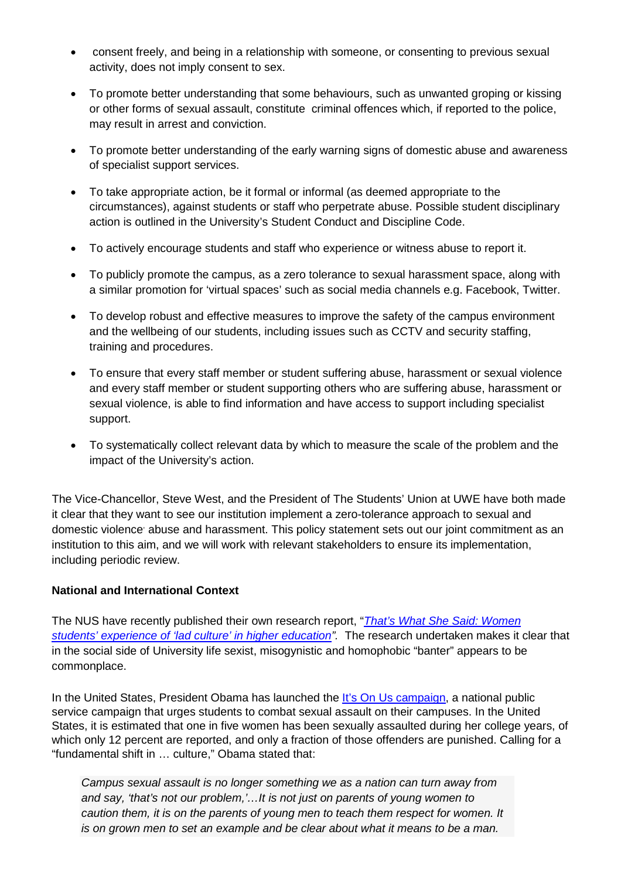- consent freely, and being in a relationship with someone, or consenting to previous sexual activity, does not imply consent to sex.
- To promote better understanding that some behaviours, such as unwanted groping or kissing or other forms of sexual assault, constitute criminal offences which, if reported to the police, may result in arrest and conviction.
- To promote better understanding of the early warning signs of domestic abuse and awareness of specialist support services.
- To take appropriate action, be it formal or informal (as deemed appropriate to the circumstances), against students or staff who perpetrate abuse. Possible student disciplinary action is outlined in the University's Student Conduct and Discipline Code.
- To actively encourage students and staff who experience or witness abuse to report it.
- To publicly promote the campus, as a zero tolerance to sexual harassment space, along with a similar promotion for 'virtual spaces' such as social media channels e.g. Facebook, Twitter.
- To develop robust and effective measures to improve the safety of the campus environment and the wellbeing of our students, including issues such as CCTV and security staffing, training and procedures.
- To ensure that every staff member or student suffering abuse, harassment or sexual violence and every staff member or student supporting others who are suffering abuse, harassment or sexual violence, is able to find information and have access to support including specialist support.
- To systematically collect relevant data by which to measure the scale of the problem and the impact of the University's action.

The Vice-Chancellor, Steve West, and the President of The Students' Union at UWE have both made it clear that they want to see our institution implement a zero-tolerance approach to sexual and domestic violence abuse and harassment. This policy statement sets out our joint commitment as an institution to this aim, and we will work with relevant stakeholders to ensure its implementation, including periodic review.

**National and International Context**

The NUS have recently published their own research report, "*That's What She Said: Women students' experience of 'lad culture' in higher education*". The research undertaken makes it clear that in the social side of University life sexist, misogynistic and homophobic "banter" appears to be commonplace.

In the United States, President Obama has launched the It's On Us campaign, a national public service campaign that urges students to combat sexual assault on their campuses. In the United States, it is estimated that one in five women has been sexually assaulted during her college years, of which only 12 percent are reported, and only a fraction of those offenders are punished. Calling for a "fundamental shift in … culture," Obama stated that:

> *Campus sexual assault is no longer something we as a nation can turn away from and say, 'that's not our problem,'…It is not just on parents of young women to caution them, it is on the parents of young men to teach them respect for women. It is on grown men to set an example and be clear about what it means to be a man.*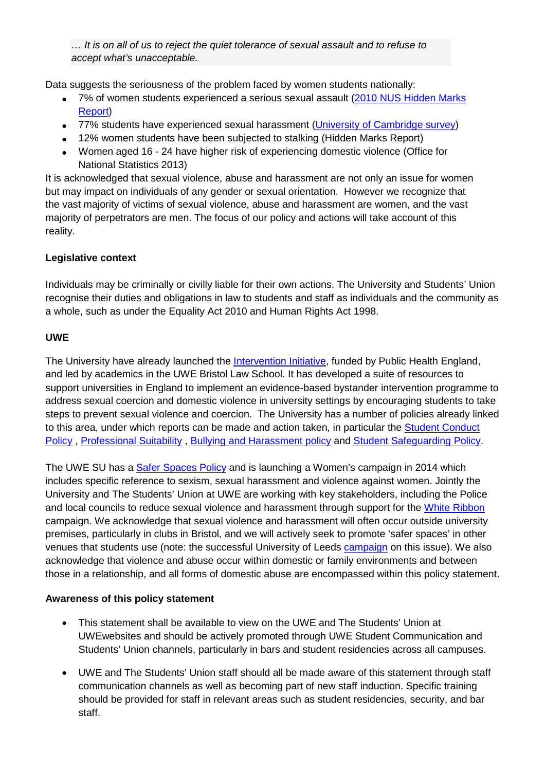*… It is on all of us to reject the quiet tolerance of sexual assault and to refuse to accept what's unacceptable.*

Data suggests the seriousness of the problem faced by women students nationally:

- 7% of women students experienced a serious sexual assault ([2010 NUS Hidden Marks Report]())
- 77% students have experienced sexual harassment ([University of Cambridge survey]())
- 12% women students have been subjected to stalking (Hidden Marks Report)
- Women aged 16 - 24 have higher risk of experiencing domestic violence (Office for National Statistics 2013)

It is acknowledged that sexual violence, abuse and harassment are not only an issue for women but may impact on individuals of any gender or sexual orientation. However we recognize that the vast majority of victims of sexual violence, abuse and harassment are women, and the vast majority of perpetrators are men. The focus of our policy and actions will take account of this reality.

**Legislative context**

Individuals may be criminally or civilly liable for their own actions. The University and Students' Union recognise their duties and obligations in law to students and staff as individuals and the community as a whole, such as under the Equality Act 2010 and Human Rights Act 1998.

**UWE**

The University have already launched the [Intervention Initiative](), funded by Public Health England, and led by academics in the UWE Bristol Law School. It has developed a suite of resources to support universities in England to implement an evidence-based bystander intervention programme to address sexual coercion and domestic violence in university settings by encouraging students to take steps to prevent sexual violence and coercion. The University has a number of policies already linked to this area, under which reports can be made and action taken, in particular the [Student Conduct Policy]() , [Professional Suitability]() , [Bullying and Harassment policy]() and [Student Safeguarding Policy]().

The UWE SU has a [Safer Spaces Policy]() and is launching a Women's campaign in 2014 which includes specific reference to sexism, sexual harassment and violence against women. Jointly the University and The Students' Union at UWE are working with key stakeholders, including the Police and local councils to reduce sexual violence and harassment through support for the [White Ribbon]() campaign. We acknowledge that sexual violence and harassment will often occur outside university premises, particularly in clubs in Bristol, and we will actively seek to promote 'safer spaces' in other venues that students use (note: the successful University of Leeds [campaign]() on this issue). We also acknowledge that violence and abuse occur within domestic or family environments and between those in a relationship, and all forms of domestic abuse are encompassed within this policy statement.

**Awareness of this policy statement**

- This statement shall be available to view on the UWE and The Students' Union at UWEwebsites and should be actively promoted through UWE Student Communication and Students' Union channels, particularly in bars and student residencies across all campuses.

- UWE and The Students' Union staff should all be made aware of this statement through staff communication channels as well as becoming part of new staff induction. Specific training should be provided for staff in relevant areas such as student residencies, security, and bar staff.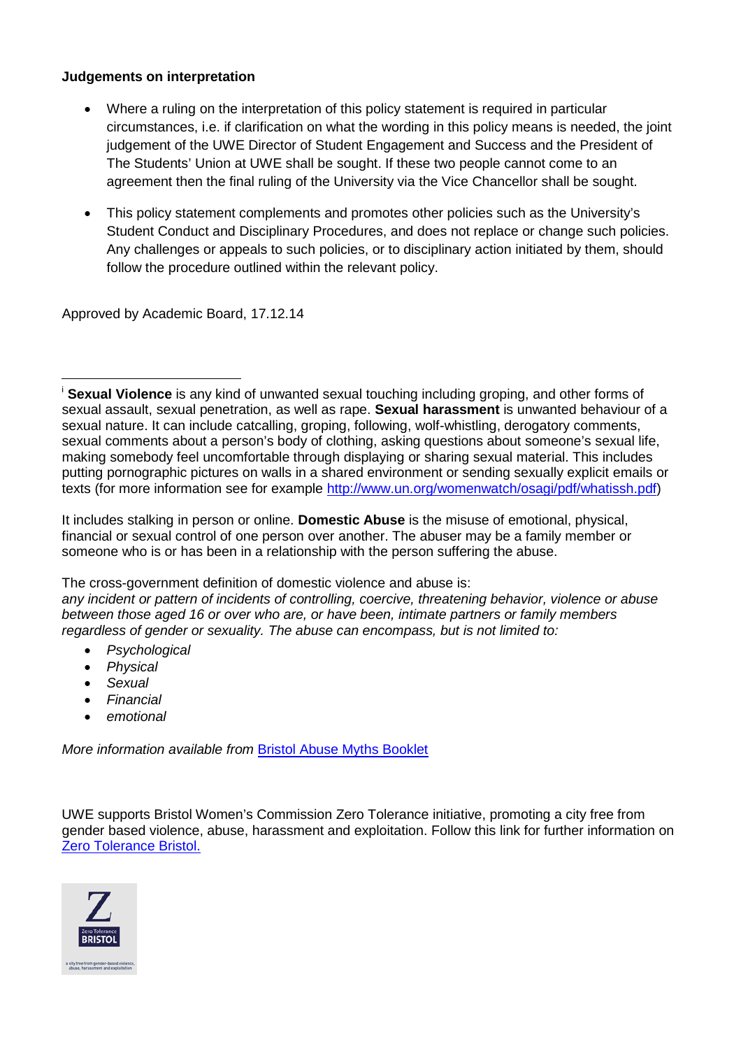**Judgements on interpretation**

- Where a ruling on the interpretation of this policy statement is required in particular circumstances, i.e. if clarification on what the wording in this policy means is needed, the joint judgement of the UWE Director of Student Engagement and Success and the President of The Students' Union at UWE shall be sought. If these two people cannot come to an agreement then the final ruling of the University via the Vice Chancellor shall be sought.

- This policy statement complements and promotes other policies such as the University's Student Conduct and Disciplinary Procedures, and does not replace or change such policies. Any challenges or appeals to such policies, or to disciplinary action initiated by them, should follow the procedure outlined within the relevant policy.

Approved by Academic Board, 17.12.14

---

[i] **Sexual Violence** is any kind of unwanted sexual touching including groping, and other forms of sexual assault, sexual penetration, as well as rape. **Sexual harassment** is unwanted behaviour of a sexual nature. It can include catcalling, groping, following, wolf-whistling, derogatory comments, sexual comments about a person's body of clothing, asking questions about someone's sexual life, making somebody feel uncomfortable through displaying or sharing sexual material. This includes putting pornographic pictures on walls in a shared environment or sending sexually explicit emails or texts (for more information see for example http://www.un.org/womenwatch/osagi/pdf/whatissh.pdf)

It includes stalking in person or online. **Domestic Abuse** is the misuse of emotional, physical, financial or sexual control of one person over another. The abuser may be a family member or someone who is or has been in a relationship with the person suffering the abuse.

The cross-government definition of domestic violence and abuse is:
*any incident or pattern of incidents of controlling, coercive, threatening behavior, violence or abuse between those aged 16 or over who are, or have been, intimate partners or family members regardless of gender or sexuality. The abuse can encompass, but is not limited to:*

- *Psychological*
- *Physical*
- *Sexual*
- *Financial*
- *emotional*

*More information available from* Bristol Abuse Myths Booklet

UWE supports Bristol Women's Commission Zero Tolerance initiative, promoting a city free from gender based violence, abuse, harassment and exploitation. Follow this link for further information on Zero Tolerance Bristol.